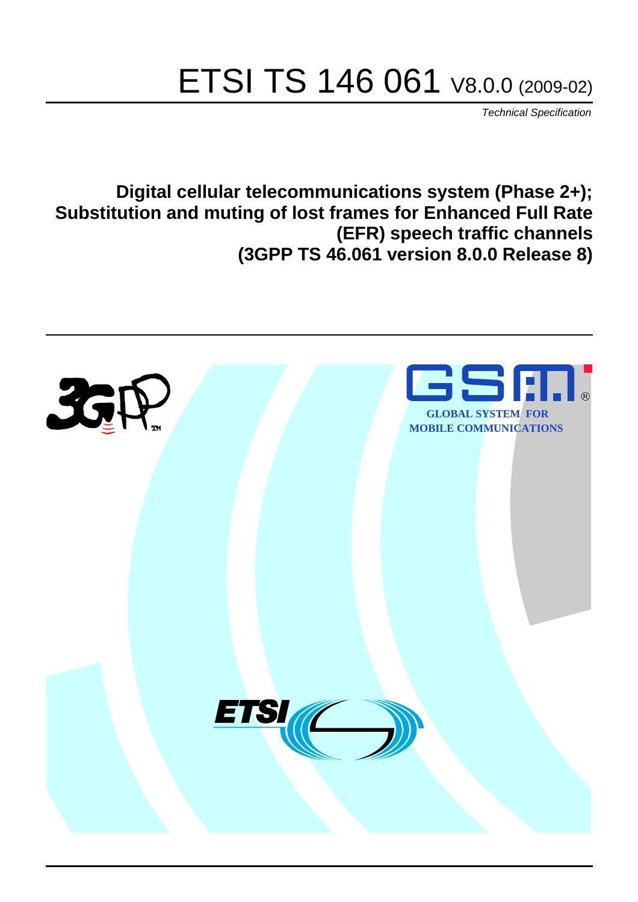# ETSI TS 146 061 V8.0.0 (2009-02)

*Technical Specification*

**Digital cellular telecommunications system (Phase 2+);
Substitution and muting of lost frames for Enhanced Full Rate (EFR) speech traffic channels
(3GPP TS 46.061 version 8.0.0 Release 8)**

GLOBAL SYSTEM FOR MOBILE COMMUNICATIONS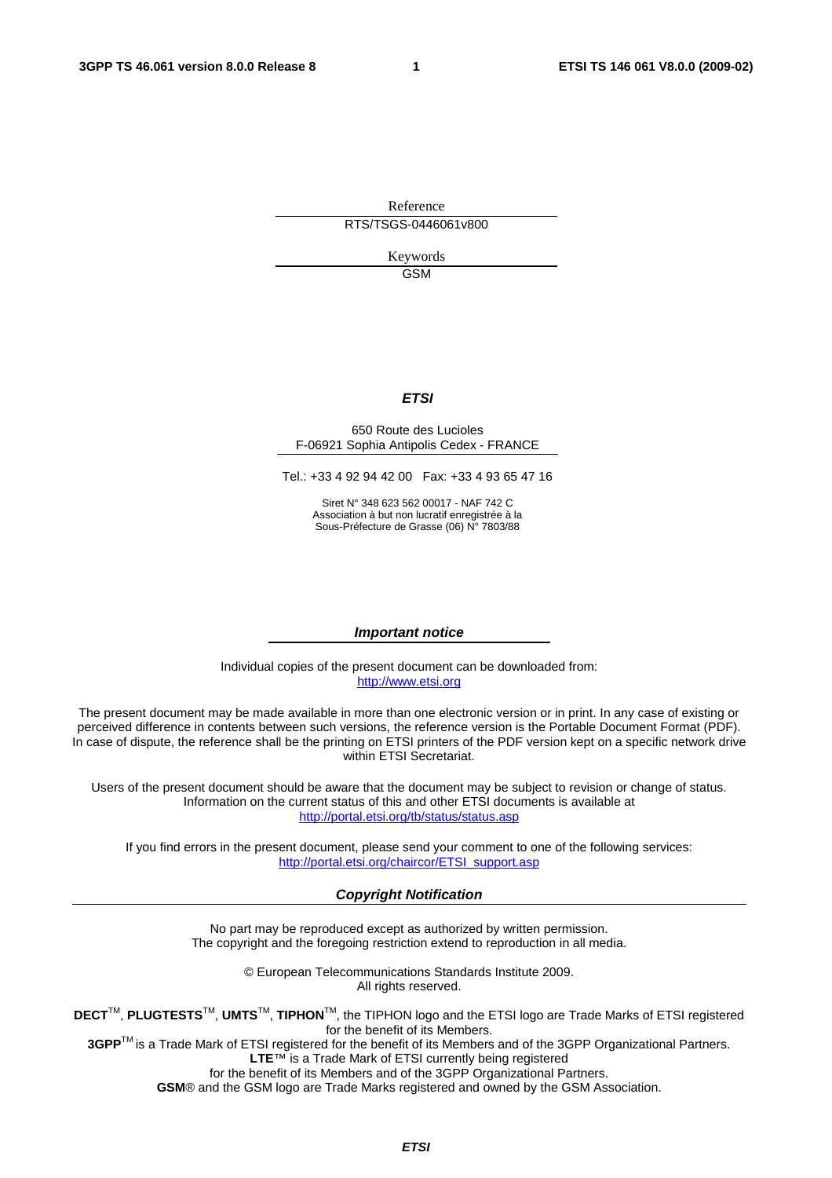Reference

RTS/TSGS-0446061v800

Keywords

GSM

***ETSI***

650 Route des Lucioles
F-06921 Sophia Antipolis Cedex - FRANCE

Tel.: +33 4 92 94 42 00   Fax: +33 4 93 65 47 16

Siret N° 348 623 562 00017 - NAF 742 C
Association à but non lucratif enregistrée à la
Sous-Préfecture de Grasse (06) N° 7803/88

***Important notice***

Individual copies of the present document can be downloaded from:
http://www.etsi.org

The present document may be made available in more than one electronic version or in print. In any case of existing or perceived difference in contents between such versions, the reference version is the Portable Document Format (PDF). In case of dispute, the reference shall be the printing on ETSI printers of the PDF version kept on a specific network drive within ETSI Secretariat.

Users of the present document should be aware that the document may be subject to revision or change of status. Information on the current status of this and other ETSI documents is available at
http://portal.etsi.org/tb/status/status.asp

If you find errors in the present document, please send your comment to one of the following services:
http://portal.etsi.org/chaircor/ETSI_support.asp

***Copyright Notification***

No part may be reproduced except as authorized by written permission.
The copyright and the foregoing restriction extend to reproduction in all media.

© European Telecommunications Standards Institute 2009.
All rights reserved.

**DECT**™, **PLUGTESTS**™, **UMTS**™, **TIPHON**™, the TIPHON logo and the ETSI logo are Trade Marks of ETSI registered for the benefit of its Members.
**3GPP**™ is a Trade Mark of ETSI registered for the benefit of its Members and of the 3GPP Organizational Partners.
**LTE**™ is a Trade Mark of ETSI currently being registered
for the benefit of its Members and of the 3GPP Organizational Partners.
**GSM**® and the GSM logo are Trade Marks registered and owned by the GSM Association.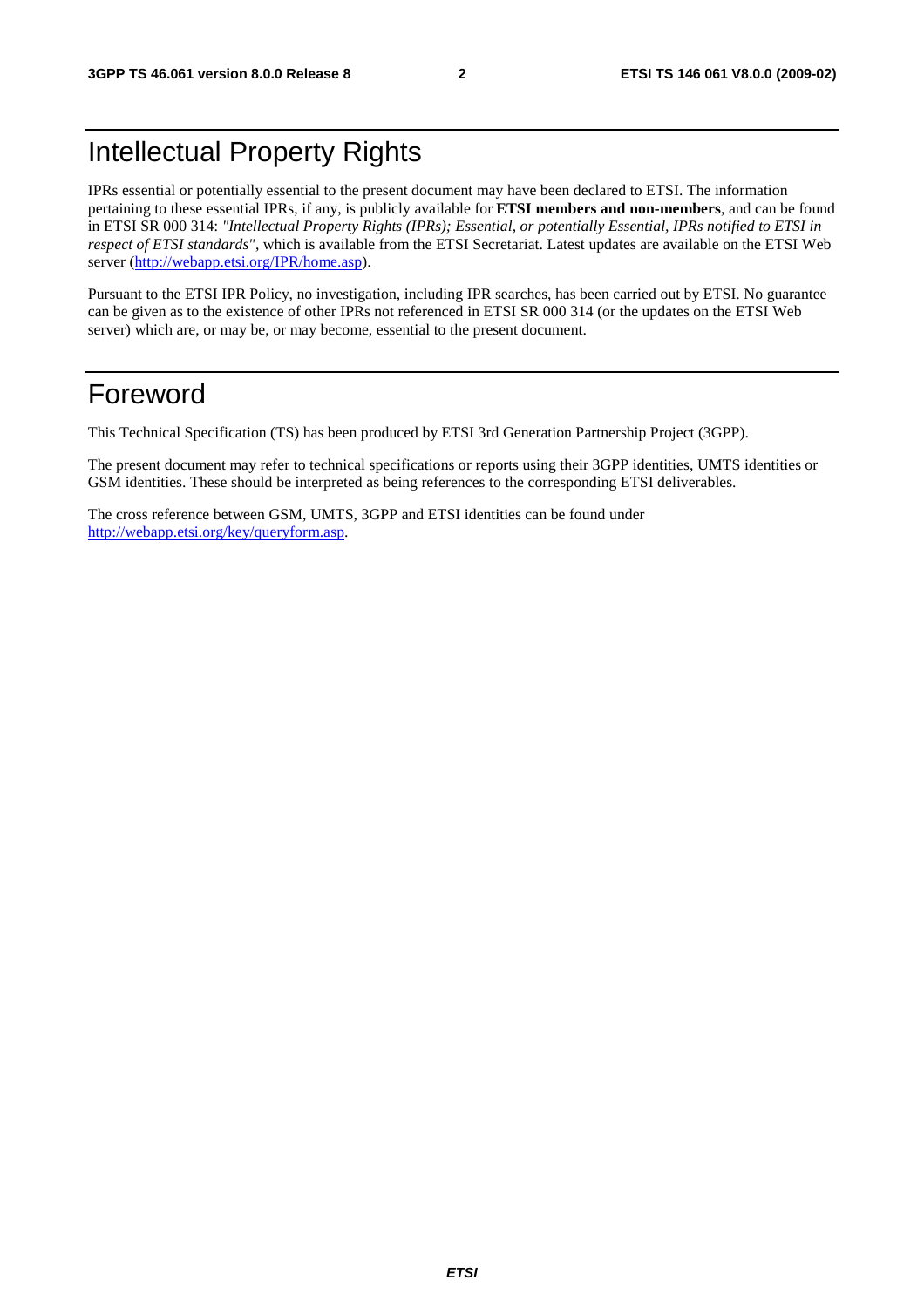# Intellectual Property Rights

IPRs essential or potentially essential to the present document may have been declared to ETSI. The information pertaining to these essential IPRs, if any, is publicly available for **ETSI members and non-members**, and can be found in ETSI SR 000 314: *"Intellectual Property Rights (IPRs); Essential, or potentially Essential, IPRs notified to ETSI in respect of ETSI standards"*, which is available from the ETSI Secretariat. Latest updates are available on the ETSI Web server (http://webapp.etsi.org/IPR/home.asp).

Pursuant to the ETSI IPR Policy, no investigation, including IPR searches, has been carried out by ETSI. No guarantee can be given as to the existence of other IPRs not referenced in ETSI SR 000 314 (or the updates on the ETSI Web server) which are, or may be, or may become, essential to the present document.

# Foreword

This Technical Specification (TS) has been produced by ETSI 3rd Generation Partnership Project (3GPP).

The present document may refer to technical specifications or reports using their 3GPP identities, UMTS identities or GSM identities. These should be interpreted as being references to the corresponding ETSI deliverables.

The cross reference between GSM, UMTS, 3GPP and ETSI identities can be found under http://webapp.etsi.org/key/queryform.asp.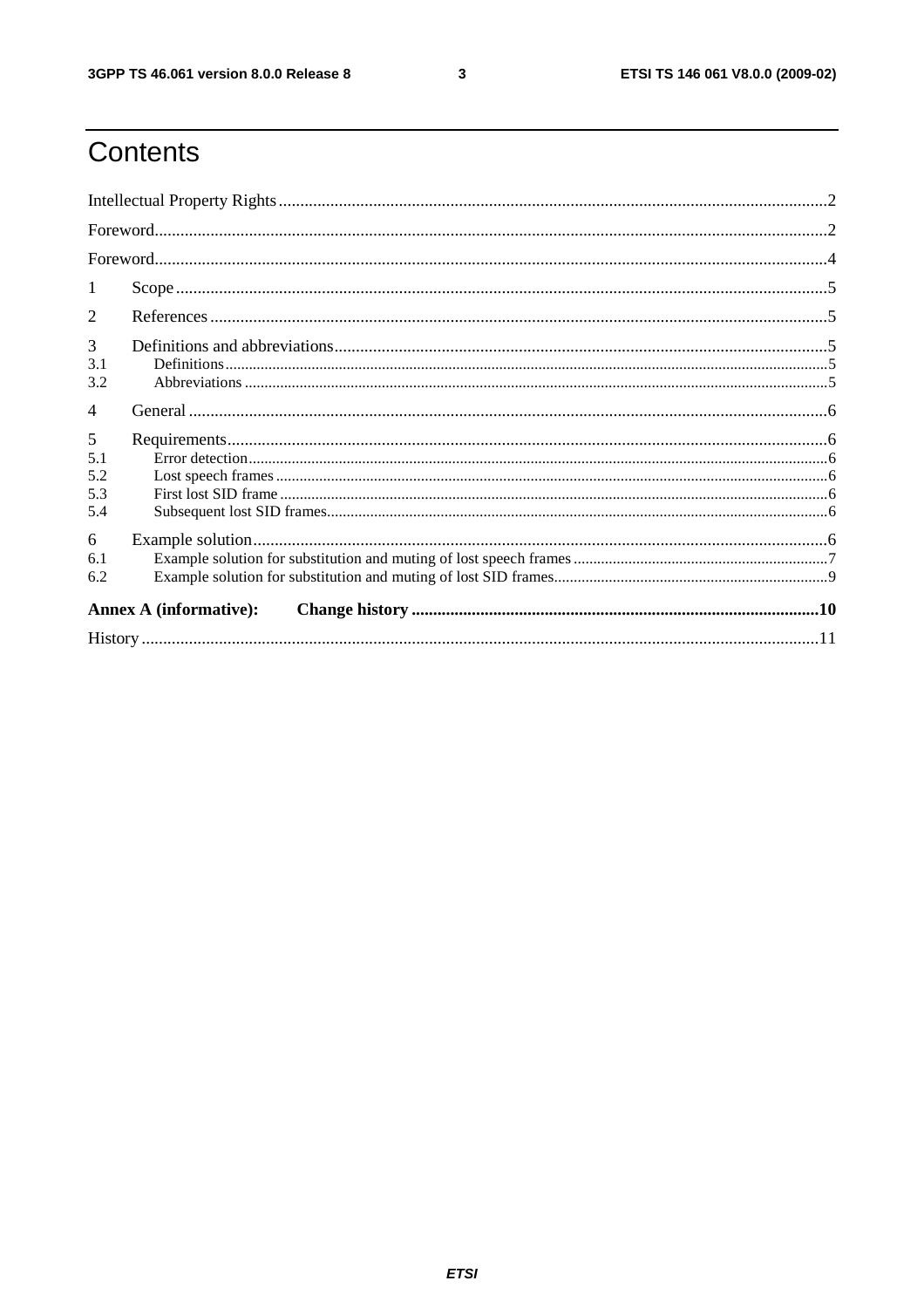# Contents

Intellectual Property Rights ....... 2

Foreword ....... 2

Foreword ....... 4

1 Scope ....... 5

2 References ....... 5

3 Definitions and abbreviations ....... 5

3.1 Definitions ....... 5

3.2 Abbreviations ....... 5

4 General ....... 6

5 Requirements ....... 6

5.1 Error detection ....... 6

5.2 Lost speech frames ....... 6

5.3 First lost SID frame ....... 6

5.4 Subsequent lost SID frames ....... 6

6 Example solution ....... 6

6.1 Example solution for substitution and muting of lost speech frames ....... 7

6.2 Example solution for substitution and muting of lost SID frames ....... 9

**Annex A (informative): Change history ....... 10**

History ....... 11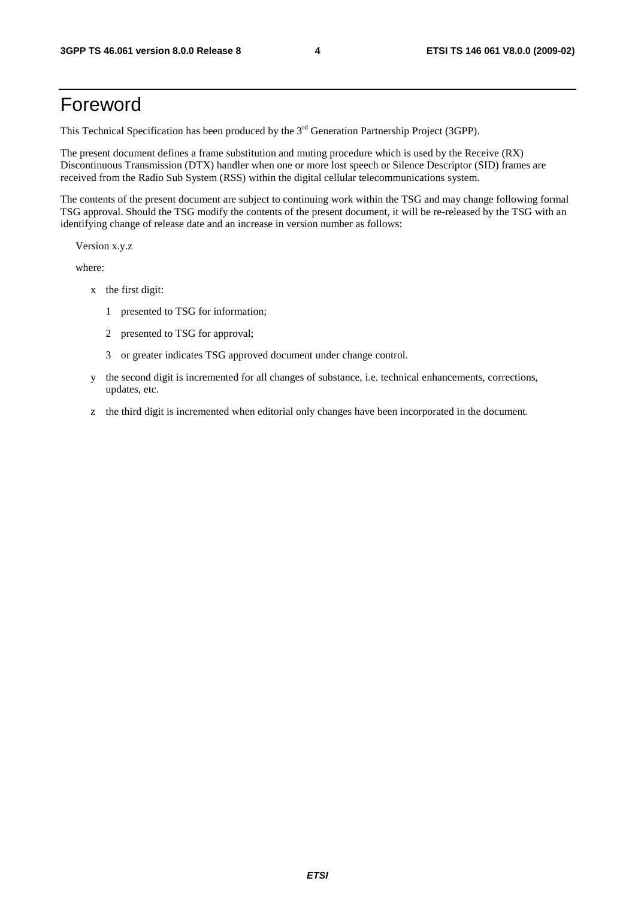# Foreword

This Technical Specification has been produced by the 3rd Generation Partnership Project (3GPP).

The present document defines a frame substitution and muting procedure which is used by the Receive (RX) Discontinuous Transmission (DTX) handler when one or more lost speech or Silence Descriptor (SID) frames are received from the Radio Sub System (RSS) within the digital cellular telecommunications system.

The contents of the present document are subject to continuing work within the TSG and may change following formal TSG approval. Should the TSG modify the contents of the present document, it will be re-released by the TSG with an identifying change of release date and an increase in version number as follows:

Version x.y.z

where:

- x the first digit:
  - 1 presented to TSG for information;
  - 2 presented to TSG for approval;
  - 3 or greater indicates TSG approved document under change control.
- y the second digit is incremented for all changes of substance, i.e. technical enhancements, corrections, updates, etc.
- z the third digit is incremented when editorial only changes have been incorporated in the document.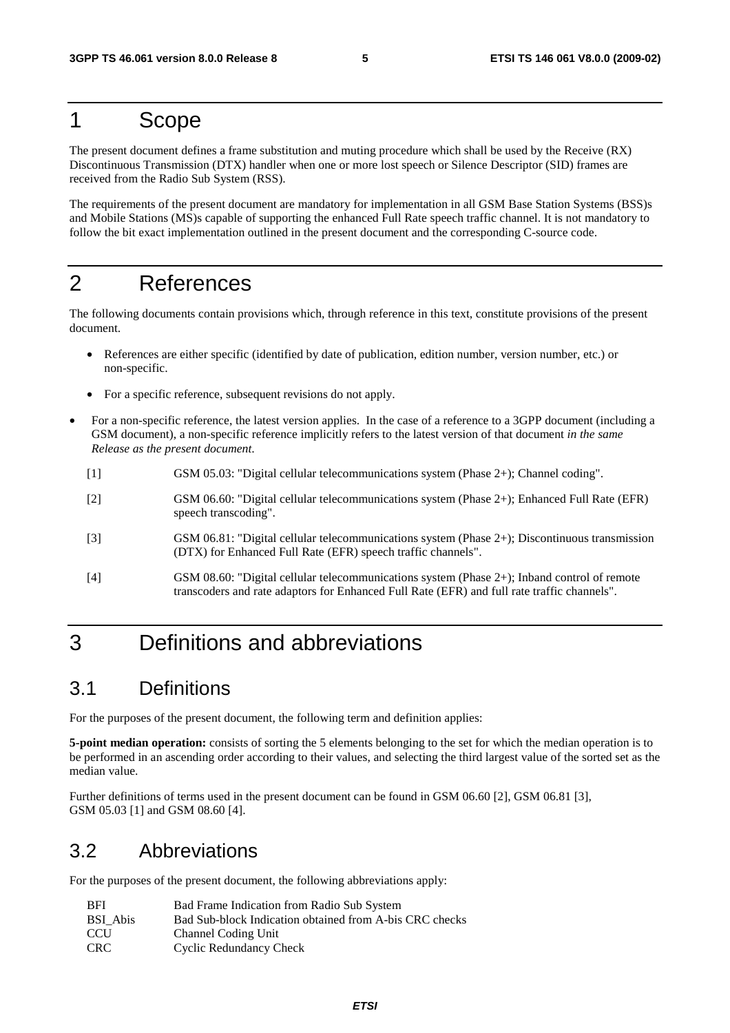# 1 Scope

The present document defines a frame substitution and muting procedure which shall be used by the Receive (RX) Discontinuous Transmission (DTX) handler when one or more lost speech or Silence Descriptor (SID) frames are received from the Radio Sub System (RSS).

The requirements of the present document are mandatory for implementation in all GSM Base Station Systems (BSS)s and Mobile Stations (MS)s capable of supporting the enhanced Full Rate speech traffic channel. It is not mandatory to follow the bit exact implementation outlined in the present document and the corresponding C-source code.

# 2 References

The following documents contain provisions which, through reference in this text, constitute provisions of the present document.

- References are either specific (identified by date of publication, edition number, version number, etc.) or non-specific.
- For a specific reference, subsequent revisions do not apply.
- For a non-specific reference, the latest version applies. In the case of a reference to a 3GPP document (including a GSM document), a non-specific reference implicitly refers to the latest version of that document *in the same Release as the present document*.

[1] GSM 05.03: "Digital cellular telecommunications system (Phase 2+); Channel coding".

[2] GSM 06.60: "Digital cellular telecommunications system (Phase 2+); Enhanced Full Rate (EFR) speech transcoding".

[3] GSM 06.81: "Digital cellular telecommunications system (Phase 2+); Discontinuous transmission (DTX) for Enhanced Full Rate (EFR) speech traffic channels".

[4] GSM 08.60: "Digital cellular telecommunications system (Phase 2+); Inband control of remote transcoders and rate adaptors for Enhanced Full Rate (EFR) and full rate traffic channels".

# 3 Definitions and abbreviations

## 3.1 Definitions

For the purposes of the present document, the following term and definition applies:

**5-point median operation:** consists of sorting the 5 elements belonging to the set for which the median operation is to be performed in an ascending order according to their values, and selecting the third largest value of the sorted set as the median value.

Further definitions of terms used in the present document can be found in GSM 06.60 [2], GSM 06.81 [3], GSM 05.03 [1] and GSM 08.60 [4].

## 3.2 Abbreviations

For the purposes of the present document, the following abbreviations apply:

| | |
|---|---|
| BFI | Bad Frame Indication from Radio Sub System |
| BSI_Abis | Bad Sub-block Indication obtained from A-bis CRC checks |
| CCU | Channel Coding Unit |
| CRC | Cyclic Redundancy Check |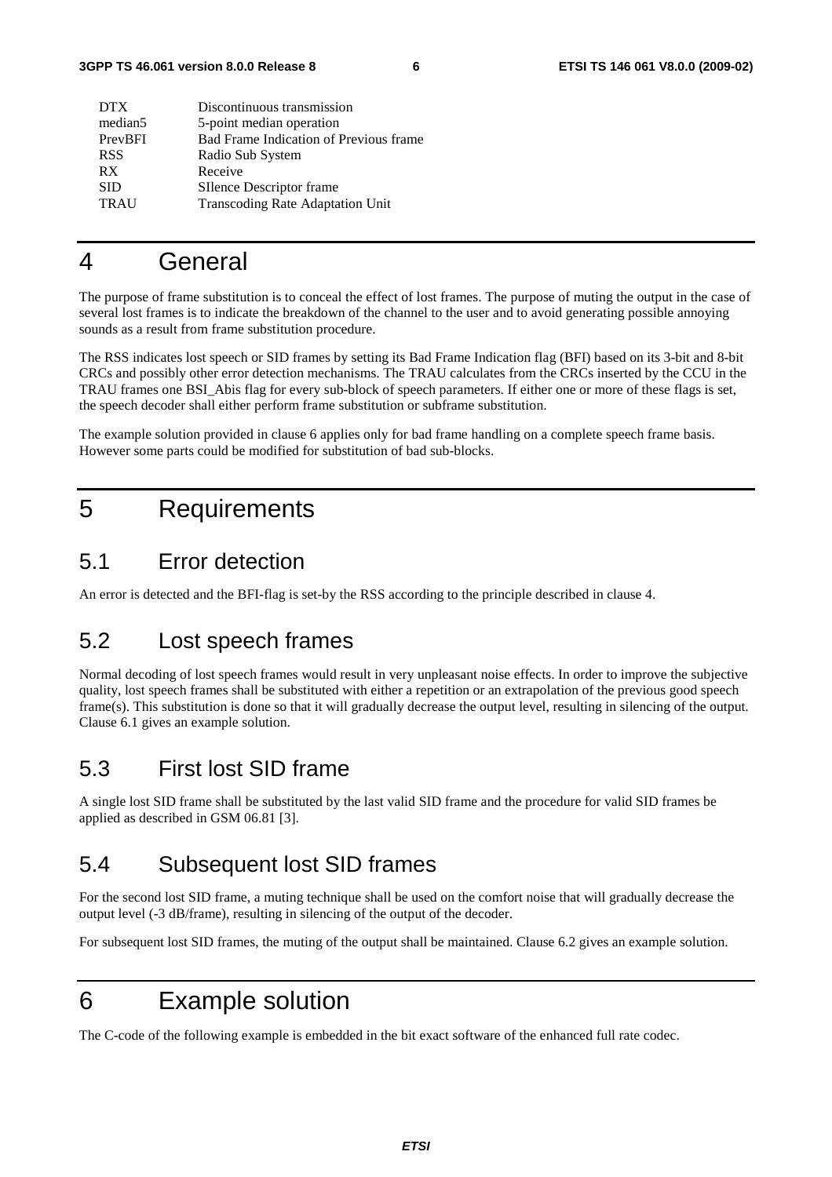| | |
|---|---|
| DTX | Discontinuous transmission |
| median5 | 5-point median operation |
| PrevBFI | Bad Frame Indication of Previous frame |
| RSS | Radio Sub System |
| RX | Receive |
| SID | SIlence Descriptor frame |
| TRAU | Transcoding Rate Adaptation Unit |

# 4 General

The purpose of frame substitution is to conceal the effect of lost frames. The purpose of muting the output in the case of several lost frames is to indicate the breakdown of the channel to the user and to avoid generating possible annoying sounds as a result from frame substitution procedure.

The RSS indicates lost speech or SID frames by setting its Bad Frame Indication flag (BFI) based on its 3-bit and 8-bit CRCs and possibly other error detection mechanisms. The TRAU calculates from the CRCs inserted by the CCU in the TRAU frames one BSI_Abis flag for every sub-block of speech parameters. If either one or more of these flags is set, the speech decoder shall either perform frame substitution or subframe substitution.

The example solution provided in clause 6 applies only for bad frame handling on a complete speech frame basis. However some parts could be modified for substitution of bad sub-blocks.

# 5 Requirements

## 5.1 Error detection

An error is detected and the BFI-flag is set-by the RSS according to the principle described in clause 4.

## 5.2 Lost speech frames

Normal decoding of lost speech frames would result in very unpleasant noise effects. In order to improve the subjective quality, lost speech frames shall be substituted with either a repetition or an extrapolation of the previous good speech frame(s). This substitution is done so that it will gradually decrease the output level, resulting in silencing of the output. Clause 6.1 gives an example solution.

## 5.3 First lost SID frame

A single lost SID frame shall be substituted by the last valid SID frame and the procedure for valid SID frames be applied as described in GSM 06.81 [3].

## 5.4 Subsequent lost SID frames

For the second lost SID frame, a muting technique shall be used on the comfort noise that will gradually decrease the output level (-3 dB/frame), resulting in silencing of the output of the decoder.

For subsequent lost SID frames, the muting of the output shall be maintained. Clause 6.2 gives an example solution.

# 6 Example solution

The C-code of the following example is embedded in the bit exact software of the enhanced full rate codec.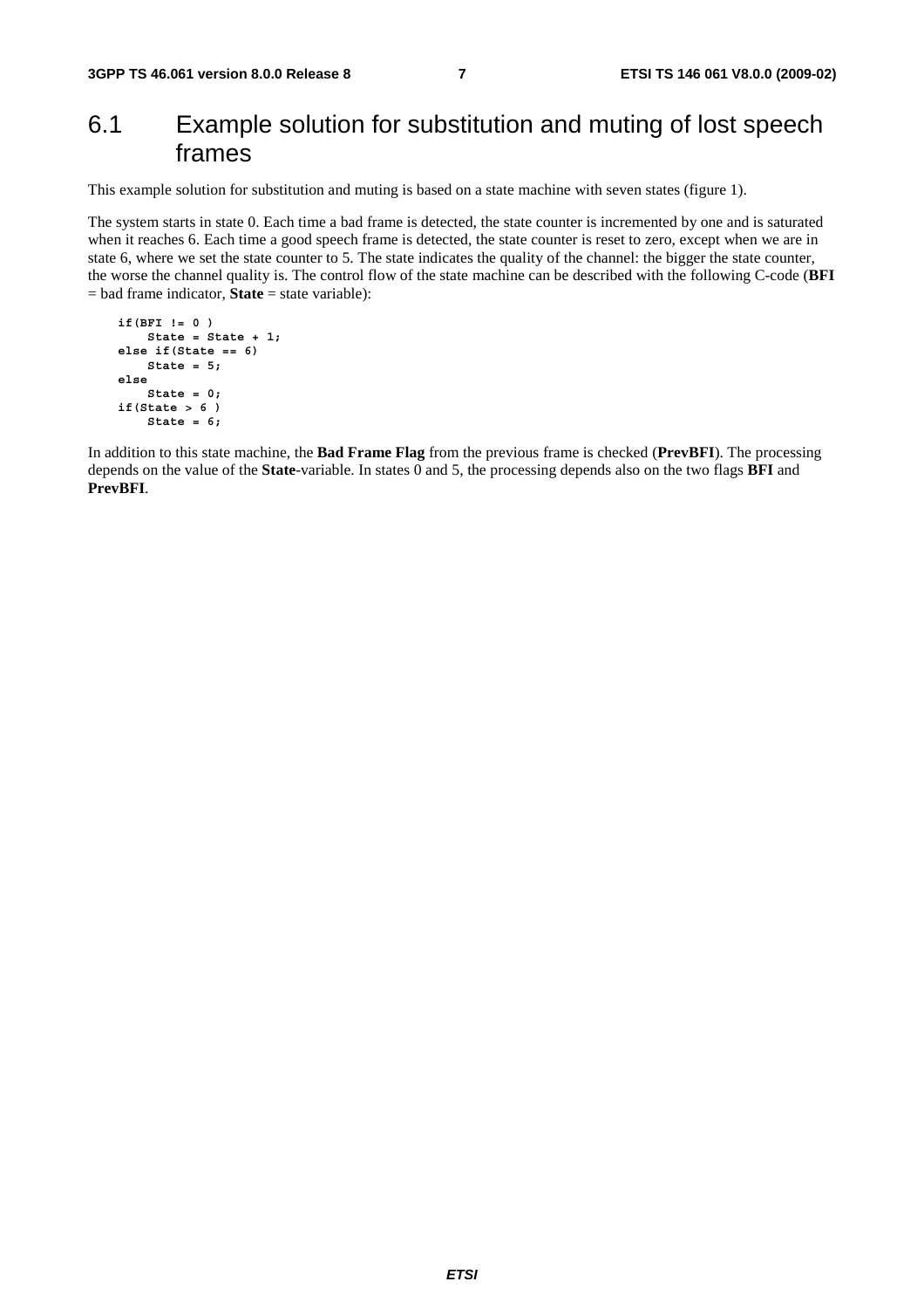## 6.1 Example solution for substitution and muting of lost speech frames

This example solution for substitution and muting is based on a state machine with seven states (figure 1).

The system starts in state 0. Each time a bad frame is detected, the state counter is incremented by one and is saturated when it reaches 6. Each time a good speech frame is detected, the state counter is reset to zero, except when we are in state 6, where we set the state counter to 5. The state indicates the quality of the channel: the bigger the state counter, the worse the channel quality is. The control flow of the state machine can be described with the following C-code (**BFI** = bad frame indicator, **State** = state variable):

```
if(BFI != 0 )
    State = State + 1;
else if(State == 6)
    State = 5;
else
    State = 0;
if(State > 6 )
    State = 6;
```

In addition to this state machine, the **Bad Frame Flag** from the previous frame is checked (**PrevBFI**). The processing depends on the value of the **State**-variable. In states 0 and 5, the processing depends also on the two flags **BFI** and **PrevBFI**.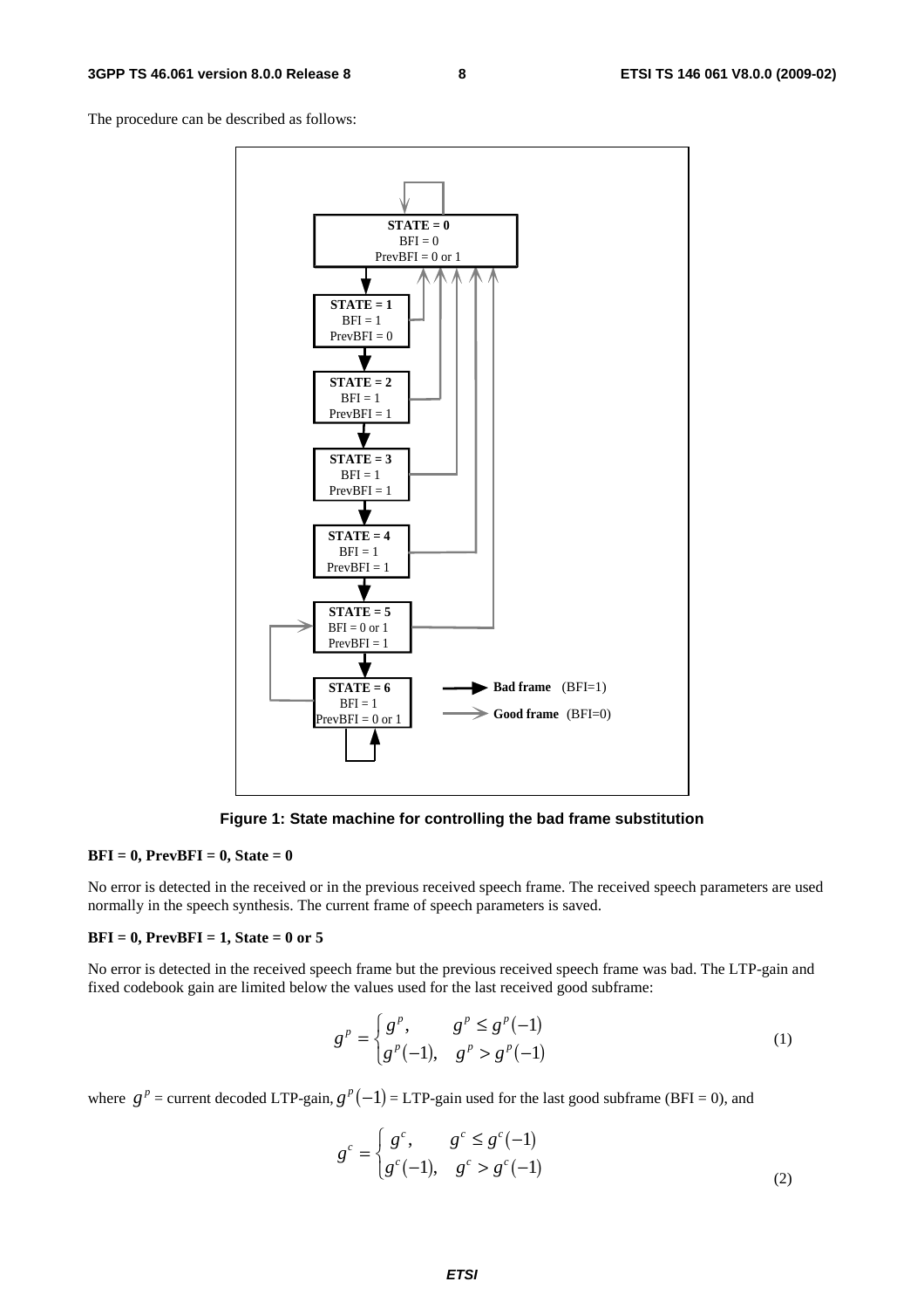The procedure can be described as follows:

**Figure 1: State machine for controlling the bad frame substitution**

**BFI = 0, PrevBFI = 0, State = 0**

No error is detected in the received or in the previous received speech frame. The received speech parameters are used normally in the speech synthesis. The current frame of speech parameters is saved.

**BFI = 0, PrevBFI = 1, State = 0 or 5**

No error is detected in the received speech frame but the previous received speech frame was bad. The LTP-gain and fixed codebook gain are limited below the values used for the last received good subframe:

$$g^p = \begin{cases} g^p, & g^p \le g^p(-1) \\ g^p(-1), & g^p > g^p(-1) \end{cases} \tag{1}$$

where $g^p$ = current decoded LTP-gain, $g^p(-1)$ = LTP-gain used for the last good subframe (BFI = 0), and

$$g^c = \begin{cases} g^c, & g^c \le g^c(-1) \\ g^c(-1), & g^c > g^c(-1) \end{cases} \tag{2}$$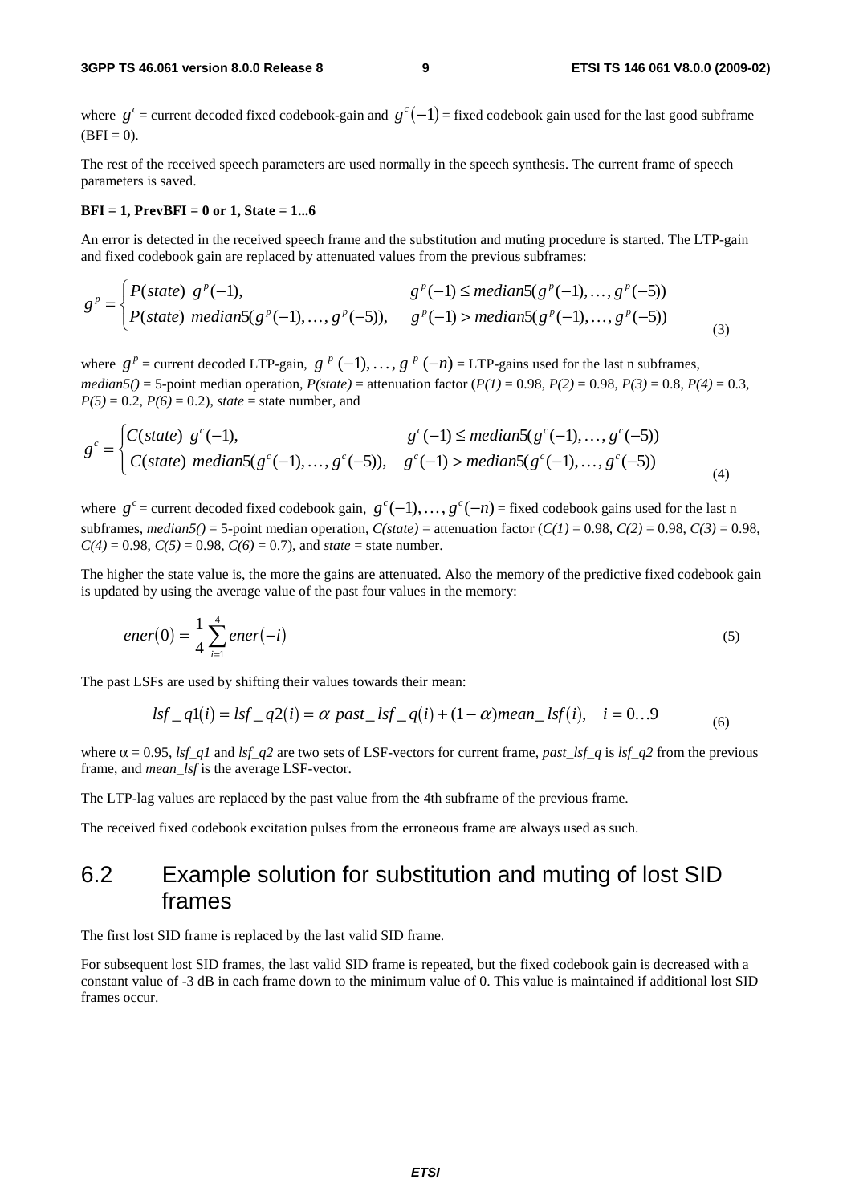where $g^c$ = current decoded fixed codebook-gain and $g^c(-1)$ = fixed codebook gain used for the last good subframe (BFI = 0).

The rest of the received speech parameters are used normally in the speech synthesis. The current frame of speech parameters is saved.

**BFI = 1, PrevBFI = 0 or 1, State = 1...6**

An error is detected in the received speech frame and the substitution and muting procedure is started. The LTP-gain and fixed codebook gain are replaced by attenuated values from the previous subframes:

$$g^p = \begin{cases} P(state)\ g^p(-1), & g^p(-1) \le median5(g^p(-1),\dots,g^p(-5)) \\ P(state)\ median5(g^p(-1),\dots,g^p(-5)), & g^p(-1) > median5(g^p(-1),\dots,g^p(-5)) \end{cases} \tag{3}$$

where $g^p$ = current decoded LTP-gain, $g^p(-1),\dots,g^p(-n)$ = LTP-gains used for the last n subframes, *median5()* = 5-point median operation, *P(state)* = attenuation factor (*P(1)* = 0.98, *P(2)* = 0.98, *P(3)* = 0.8, *P(4)* = 0.3, *P(5)* = 0.2, *P(6)* = 0.2), *state* = state number, and

$$g^c = \begin{cases} C(state)\ g^c(-1), & g^c(-1) \le median5(g^c(-1),\dots,g^c(-5)) \\ C(state)\ median5(g^c(-1),\dots,g^c(-5)), & g^c(-1) > median5(g^c(-1),\dots,g^c(-5)) \end{cases} \tag{4}$$

where $g^c$ = current decoded fixed codebook gain, $g^c(-1),\dots,g^c(-n)$ = fixed codebook gains used for the last n subframes, *median5()* = 5-point median operation, *C(state)* = attenuation factor (*C(1)* = 0.98, *C(2)* = 0.98, *C(3)* = 0.98, *C(4)* = 0.98, *C(5)* = 0.98, *C(6)* = 0.7), and *state* = state number.

The higher the state value is, the more the gains are attenuated. Also the memory of the predictive fixed codebook gain is updated by using the average value of the past four values in the memory:

$$ener(0) = \frac{1}{4}\sum_{i=1}^{4} ener(-i) \tag{5}$$

The past LSFs are used by shifting their values towards their mean:

$$lsf\_q1(i) = lsf\_q2(i) = \alpha\ past\_lsf\_q(i) + (1-\alpha)mean\_lsf(i), \quad i = 0\dots9 \tag{6}$$

where $\alpha$ = 0.95, *lsf_q1* and *lsf_q2* are two sets of LSF-vectors for current frame, *past_lsf_q* is *lsf_q2* from the previous frame, and *mean_lsf* is the average LSF-vector.

The LTP-lag values are replaced by the past value from the 4th subframe of the previous frame.

The received fixed codebook excitation pulses from the erroneous frame are always used as such.

## 6.2 Example solution for substitution and muting of lost SID frames

The first lost SID frame is replaced by the last valid SID frame.

For subsequent lost SID frames, the last valid SID frame is repeated, but the fixed codebook gain is decreased with a constant value of -3 dB in each frame down to the minimum value of 0. This value is maintained if additional lost SID frames occur.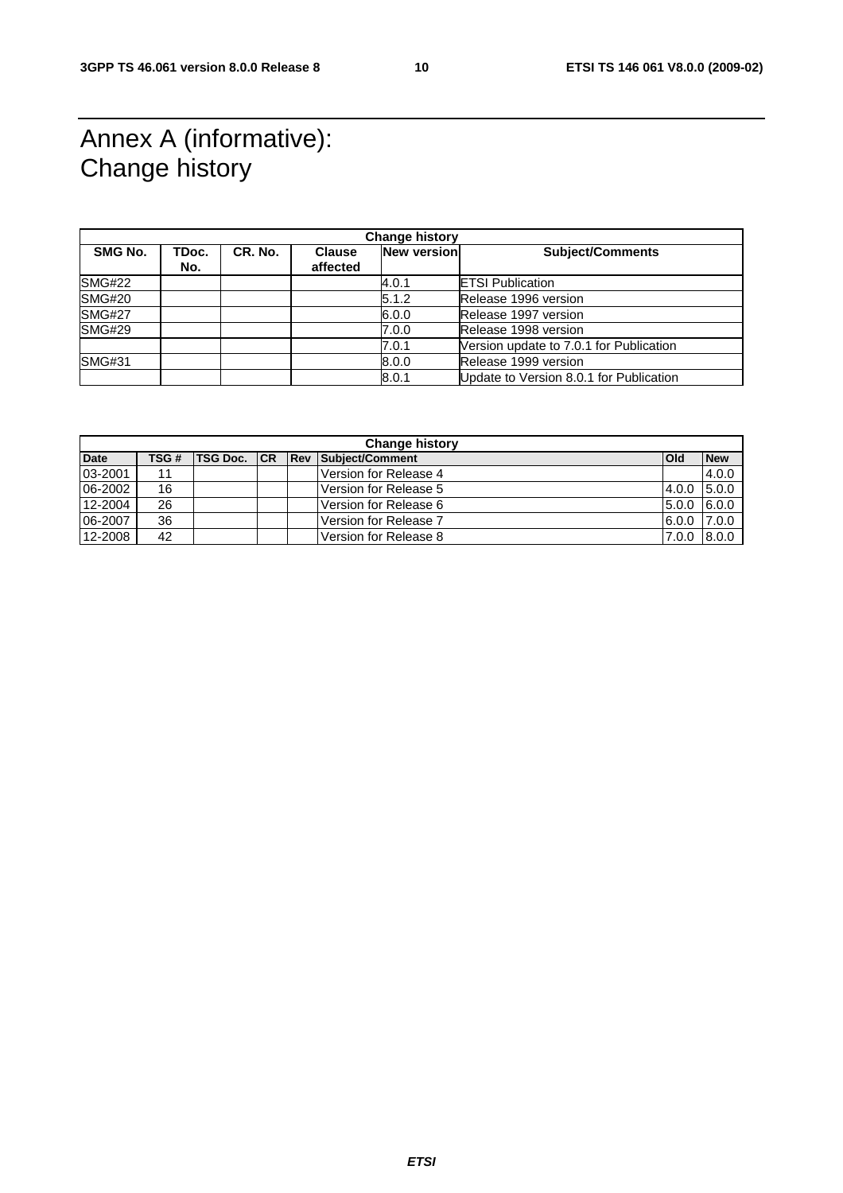# Annex A (informative): Change history

| Change history | | | | | |
|---|---|---|---|---|---|
| **SMG No.** | **TDoc. No.** | **CR. No.** | **Clause affected** | **New version** | **Subject/Comments** |
| SMG#22 | | | | 4.0.1 | ETSI Publication |
| SMG#20 | | | | 5.1.2 | Release 1996 version |
| SMG#27 | | | | 6.0.0 | Release 1997 version |
| SMG#29 | | | | 7.0.0 | Release 1998 version |
| | | | | 7.0.1 | Version update to 7.0.1 for Publication |
| SMG#31 | | | | 8.0.0 | Release 1999 version |
| | | | | 8.0.1 | Update to Version 8.0.1 for Publication |

| Change history | | | | | | | |
|---|---|---|---|---|---|---|---|
| **Date** | **TSG #** | **TSG Doc.** | **CR** | **Rev** | **Subject/Comment** | **Old** | **New** |
| 03-2001 | 11 | | | | Version for Release 4 | | 4.0.0 |
| 06-2002 | 16 | | | | Version for Release 5 | 4.0.0 | 5.0.0 |
| 12-2004 | 26 | | | | Version for Release 6 | 5.0.0 | 6.0.0 |
| 06-2007 | 36 | | | | Version for Release 7 | 6.0.0 | 7.0.0 |
| 12-2008 | 42 | | | | Version for Release 8 | 7.0.0 | 8.0.0 |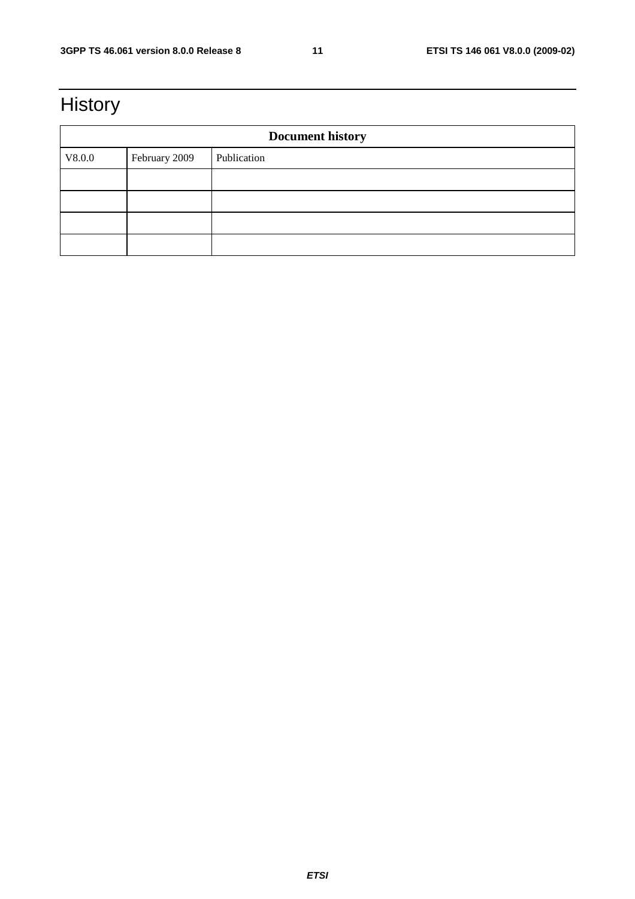# History

| Document history | | |
|---|---|---|
| V8.0.0 | February 2009 | Publication |
| | | |
| | | |
| | | |
| | | |